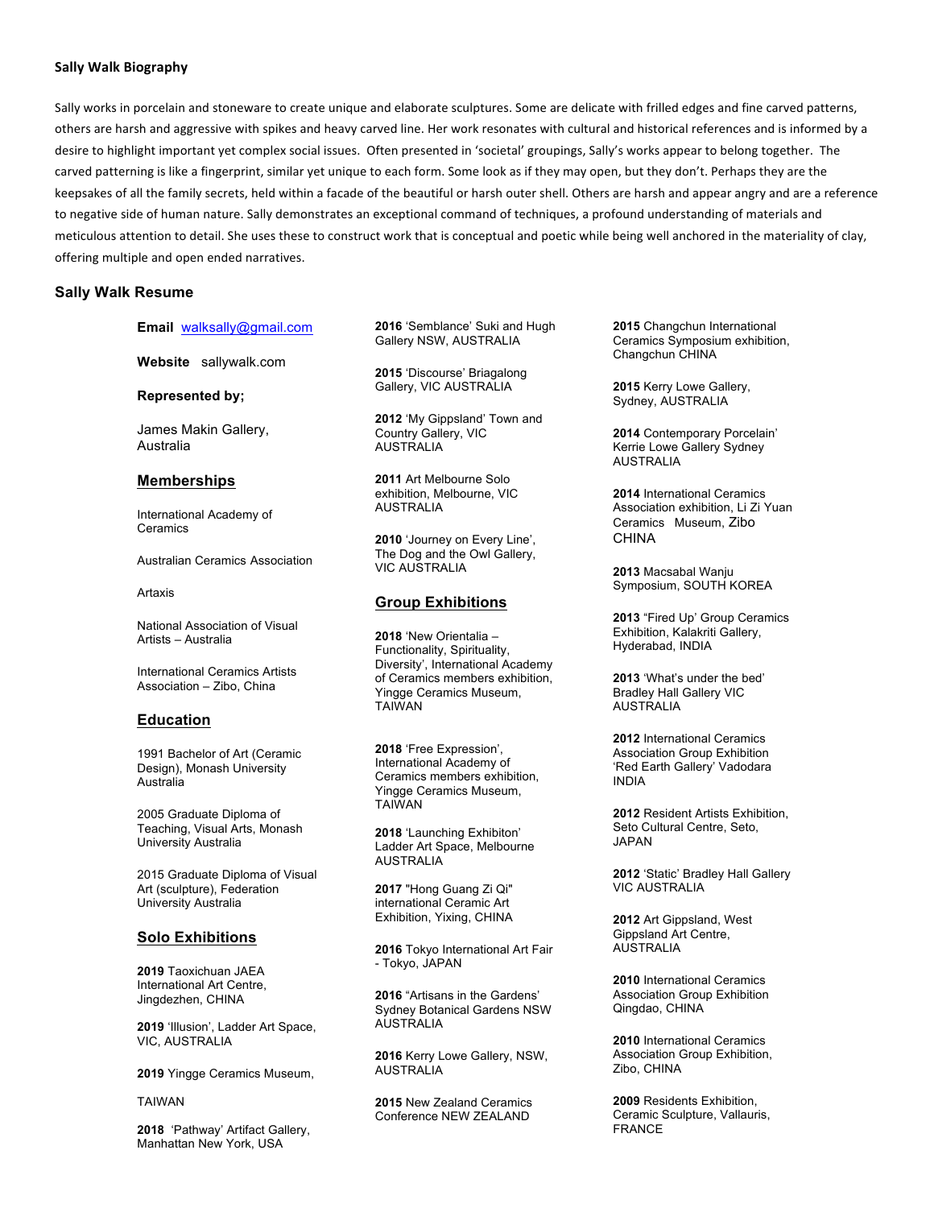## Sally Walk Biography

Sally works in porcelain and stoneware to create unique and elaborate sculptures. Some are delicate with frilled edges and fine carved patterns, others are harsh and aggressive with spikes and heavy carved line. Her work resonates with cultural and historical references and is informed by a desire to highlight important yet complex social issues. Often presented in 'societal' groupings, Sally's works appear to belong together. The carved patterning is like a fingerprint, similar yet unique to each form. Some look as if they may open, but they don't. Perhaps they are the keepsakes of all the family secrets, held within a facade of the beautiful or harsh outer shell. Others are harsh and appear angry and are a reference to negative side of human nature. Sally demonstrates an exceptional command of techniques, a profound understanding of materials and meticulous attention to detail. She uses these to construct work that is conceptual and poetic while being well anchored in the materiality of clay, offering multiple and open ended narratives.

## Sally Walk Resume

**Email** walksally@gmail.com

**Website** sallywalk.com

**Represented by;**

James Makin Gallery, Australia

### Memberships

International Academy of Ceramics

Australian Ceramics Association

Artaxis

National Association of Visual Artists – Australia

International Ceramics Artists Association – Zibo, China

### Education

1991 Bachelor of Art (Ceramic Design), Monash University Australia

2005 Graduate Diploma of Teaching, Visual Arts, Monash University Australia

2015 Graduate Diploma of Visual Art (sculpture), Federation University Australia

### Solo Exhibitions

**2019** Taoxichuan JAEA International Art Centre, Jingdezhen, CHINA

**2019** 'Illusion', Ladder Art Space, VIC, AUSTRALIA

**2019** Yingge Ceramics Museum,

TAIWAN

**2018** 'Pathway' Artifact Gallery, Manhattan New York, USA

**2016** 'Semblance' Suki and Hugh Gallery NSW, AUSTRALIA

**2015** 'Discourse' Briagalong Gallery, VIC AUSTRALIA

**2012** 'My Gippsland' Town and Country Gallery, VIC AUSTRALIA

**2011** Art Melbourne Solo exhibition, Melbourne, VIC AUSTRALIA

**2010** 'Journey on Every Line', The Dog and the Owl Gallery, VIC AUSTRALIA

### Group Exhibitions

**2018** 'New Orientalia – Functionality, Spirituality, Diversity', International Academy of Ceramics members exhibition, Yingge Ceramics Museum, TAIWAN

**2018** 'Free Expression', International Academy of Ceramics members exhibition, Yingge Ceramics Museum, TAIWAN

**2018** 'Launching Exhibiton' Ladder Art Space, Melbourne AUSTRALIA

**2017** "Hong Guang Zi Qi" international Ceramic Art Exhibition, Yixing, CHINA

**2016** Tokyo International Art Fair - Tokyo, JAPAN

**2016** "Artisans in the Gardens' Sydney Botanical Gardens NSW AUSTRALIA

**2016** Kerry Lowe Gallery, NSW, AUSTRALIA

**2015** New Zealand Ceramics Conference NEW ZEALAND

**2015** Changchun International Ceramics Symposium exhibition, Changchun CHINA

**2015** Kerry Lowe Gallery, Sydney, AUSTRALIA

**2014** Contemporary Porcelain' Kerrie Lowe Gallery Sydney AUSTRALIA

**2014** International Ceramics Association exhibition, Li Zi Yuan Ceramics Museum, Zibo CHINA

**2013** Macsabal Wanju Symposium, SOUTH KOREA

**2013** "Fired Up' Group Ceramics Exhibition, Kalakriti Gallery, Hyderabad, INDIA

**2013** 'What's under the bed' Bradley Hall Gallery VIC AUSTRALIA

**2012** International Ceramics Association Group Exhibition 'Red Earth Gallery' Vadodara INDIA

**2012** Resident Artists Exhibition, Seto Cultural Centre, Seto, JAPAN

**2012** 'Static' Bradley Hall Gallery VIC AUSTRALIA

**2012** Art Gippsland, West Gippsland Art Centre, AUSTRALIA

**2010** International Ceramics Association Group Exhibition Qingdao, CHINA

**2010** International Ceramics Association Group Exhibition, Zibo, CHINA

**2009** Residents Exhibition, Ceramic Sculpture, Vallauris, FRANCE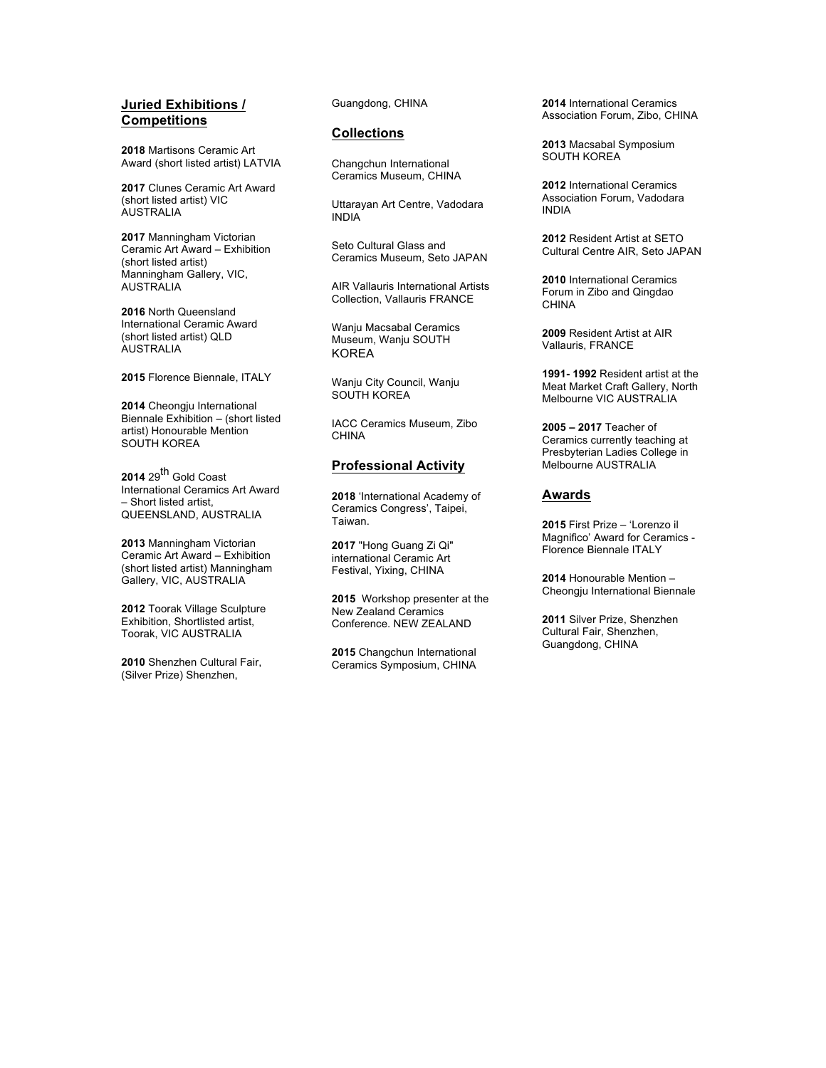## Juried Exhibitions / Competitions

**2018** Martisons Ceramic Art Award (short listed artist) LATVIA

**2017** Clunes Ceramic Art Award (short listed artist) VIC AUSTRALIA

**2017** Manningham Victorian Ceramic Art Award – Exhibition (short listed artist) Manningham Gallery, VIC, AUSTRALIA

**2016** North Queensland International Ceramic Award (short listed artist) QLD AUSTRALIA

**2015** Florence Biennale, ITALY

**2014** Cheongju International Biennale Exhibition – (short listed artist) Honourable Mention SOUTH KOREA

**2014** 29th Gold Coast International Ceramics Art Award – Short listed artist, QUEENSLAND, AUSTRALIA

**2013** Manningham Victorian Ceramic Art Award – Exhibition (short listed artist) Manningham Gallery, VIC, AUSTRALIA

**2012** Toorak Village Sculpture Exhibition, Shortlisted artist, Toorak, VIC AUSTRALIA

**2010** Shenzhen Cultural Fair, (Silver Prize) Shenzhen, Guangdong, CHINA

## Collections

Changchun International Ceramics Museum, CHINA

Uttarayan Art Centre, Vadodara INDIA

Seto Cultural Glass and Ceramics Museum, Seto JAPAN

AIR Vallauris International Artists Collection, Vallauris FRANCE

Wanju Macsabal Ceramics Museum, Wanju SOUTH KOREA

Wanju City Council, Wanju SOUTH KOREA

IACC Ceramics Museum, Zibo CHINA

## Professional Activity

**2018** 'International Academy of Ceramics Congress', Taipei, Taiwan.

**2017** "Hong Guang Zi Qi" international Ceramic Art Festival, Yixing, CHINA

**2015** Workshop presenter at the New Zealand Ceramics Conference. NEW ZEALAND

**2015** Changchun International Ceramics Symposium, CHINA

**2014** International Ceramics Association Forum, Zibo, CHINA

**2013** Macsabal Symposium SOUTH KOREA

**2012** International Ceramics Association Forum, Vadodara INDIA

**2012** Resident Artist at SETO Cultural Centre AIR, Seto JAPAN

**2010** International Ceramics Forum in Zibo and Qingdao CHINA

**2009** Resident Artist at AIR Vallauris, FRANCE

**1991- 1992** Resident artist at the Meat Market Craft Gallery, North Melbourne VIC AUSTRALIA

**2005 – 2017** Teacher of Ceramics currently teaching at Presbyterian Ladies College in Melbourne AUSTRALIA

## Awards

**2015** First Prize – 'Lorenzo il Magnifico' Award for Ceramics - Florence Biennale ITALY

**2014** Honourable Mention – Cheongju International Biennale

**2011** Silver Prize, Shenzhen Cultural Fair, Shenzhen, Guangdong, CHINA